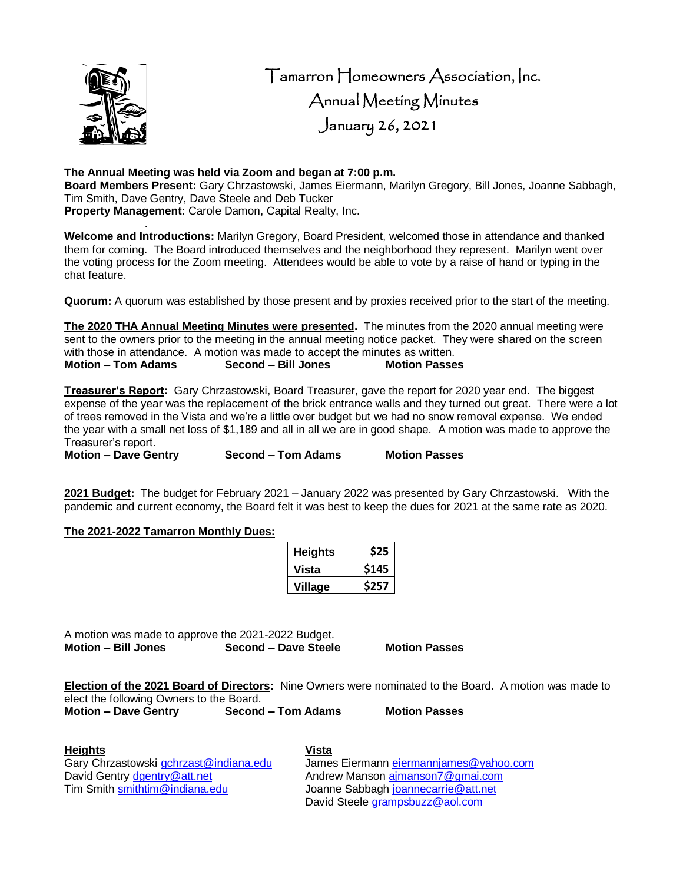# Tamarron Homeowners Association, Inc.
## Annual Meeting Minutes
### January 26, 2021

**The Annual Meeting was held via Zoom and began at 7:00 p.m.**
**Board Members Present:** Gary Chrzastowski, James Eiermann, Marilyn Gregory, Bill Jones, Joanne Sabbagh, Tim Smith, Dave Gentry, Dave Steele and Deb Tucker
**Property Management:** Carole Damon, Capital Realty, Inc.

**Welcome and Introductions:** Marilyn Gregory, Board President, welcomed those in attendance and thanked them for coming. The Board introduced themselves and the neighborhood they represent. Marilyn went over the voting process for the Zoom meeting. Attendees would be able to vote by a raise of hand or typing in the chat feature.

**Quorum:** A quorum was established by those present and by proxies received prior to the start of the meeting.

**The 2020 THA Annual Meeting Minutes were presented.** The minutes from the 2020 annual meeting were sent to the owners prior to the meeting in the annual meeting notice packet. They were shared on the screen with those in attendance. A motion was made to accept the minutes as written.
**Motion – Tom Adams** **Second – Bill Jones** **Motion Passes**

**Treasurer's Report:** Gary Chrzastowski, Board Treasurer, gave the report for 2020 year end. The biggest expense of the year was the replacement of the brick entrance walls and they turned out great. There were a lot of trees removed in the Vista and we're a little over budget but we had no snow removal expense. We ended the year with a small net loss of $1,189 and all in all we are in good shape. A motion was made to approve the Treasurer's report.
**Motion – Dave Gentry** **Second – Tom Adams** **Motion Passes**

**2021 Budget:** The budget for February 2021 – January 2022 was presented by Gary Chrzastowski. With the pandemic and current economy, the Board felt it was best to keep the dues for 2021 at the same rate as 2020.

**The 2021-2022 Tamarron Monthly Dues:**

| | |
|---|---|
| Heights | $25 |
| Vista | $145 |
| Village | $257 |

A motion was made to approve the 2021-2022 Budget.
**Motion – Bill Jones** **Second – Dave Steele** **Motion Passes**

**Election of the 2021 Board of Directors:** Nine Owners were nominated to the Board. A motion was made to elect the following Owners to the Board.
**Motion – Dave Gentry** **Second – Tom Adams** **Motion Passes**

**Heights**
Gary Chrzastowski gchrzast@indiana.edu
David Gentry dgentry@att.net
Tim Smith smithtim@indiana.edu

**Vista**
James Eiermann eiermannjames@yahoo.com
Andrew Manson ajmanson7@gmai.com
Joanne Sabbagh joannecarrie@att.net
David Steele grampsbuzz@aol.com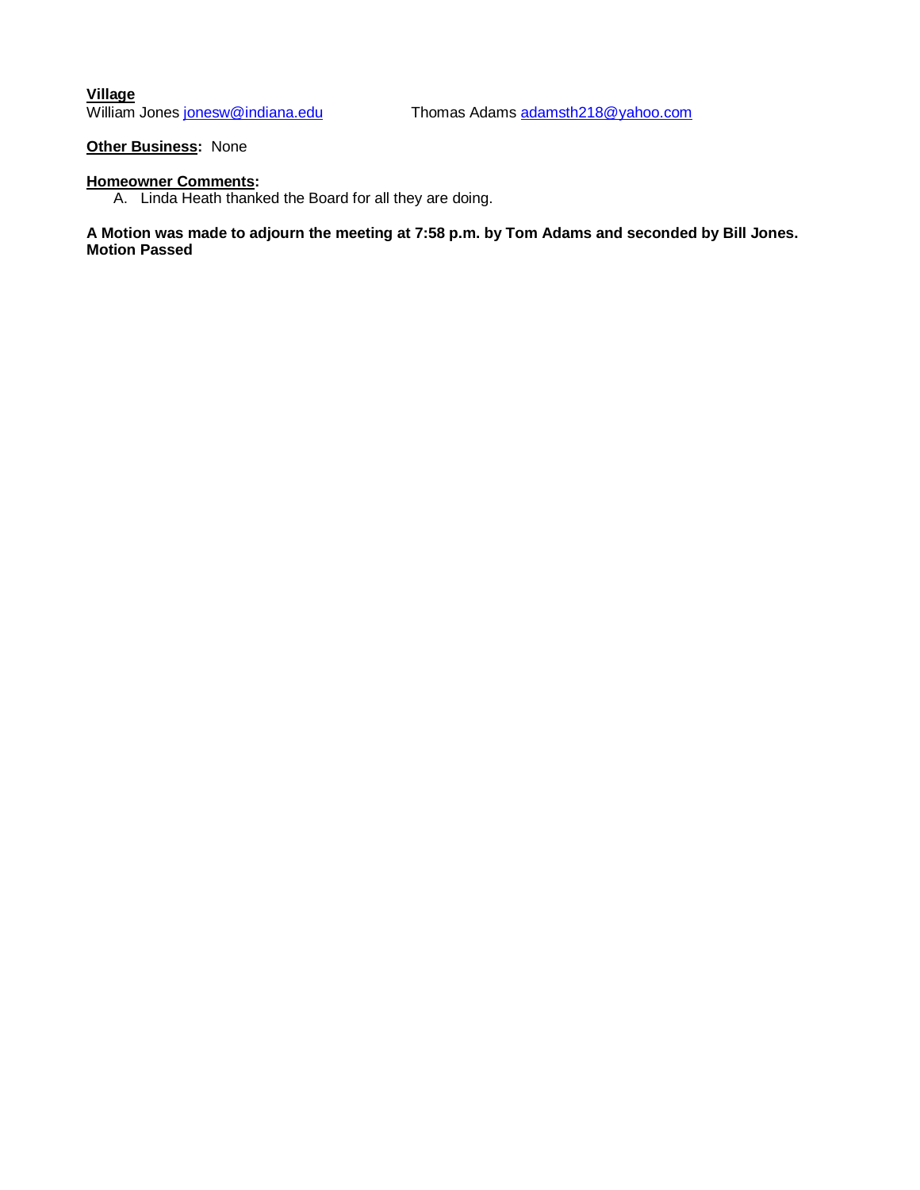**Village**

William Jones jonesw@indiana.edu Thomas Adams adamsth218@yahoo.com

**Other Business:** None

**Homeowner Comments:**

A. Linda Heath thanked the Board for all they are doing.

**A Motion was made to adjourn the meeting at 7:58 p.m. by Tom Adams and seconded by Bill Jones. Motion Passed**